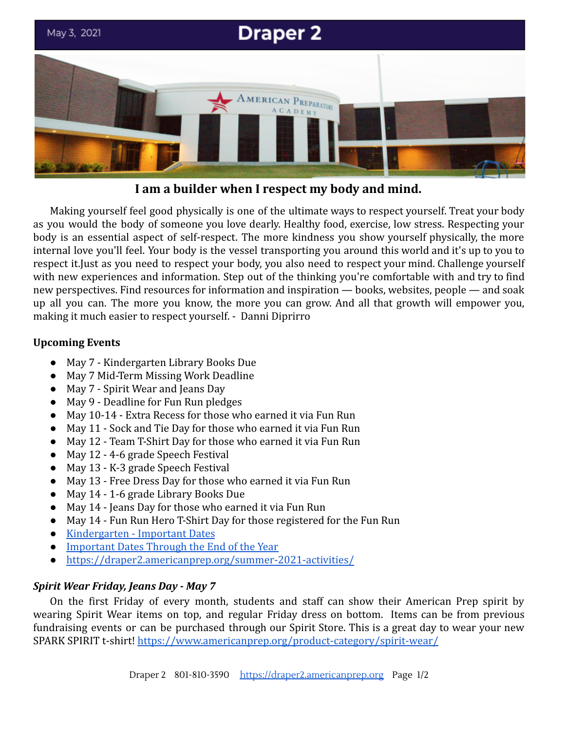May 3, 2021

# Draper 2

## I am a builder when I respect my body and mind.

Making yourself feel good physically is one of the ultimate ways to respect yourself. Treat your body as you would the body of someone you love dearly. Healthy food, exercise, low stress. Respecting your body is an essential aspect of self-respect. The more kindness you show yourself physically, the more internal love you'll feel. Your body is the vessel transporting you around this world and it's up to you to respect it.Just as you need to respect your body, you also need to respect your mind. Challenge yourself with new experiences and information. Step out of the thinking you're comfortable with and try to find new perspectives. Find resources for information and inspiration — books, websites, people — and soak up all you can. The more you know, the more you can grow. And all that growth will empower you, making it much easier to respect yourself. - Danni Diprirro

**Upcoming Events**

- May 7 - Kindergarten Library Books Due
- May 7 Mid-Term Missing Work Deadline
- May 7 - Spirit Wear and Jeans Day
- May 9 - Deadline for Fun Run pledges
- May 10-14 - Extra Recess for those who earned it via Fun Run
- May 11 - Sock and Tie Day for those who earned it via Fun Run
- May 12 - Team T-Shirt Day for those who earned it via Fun Run
- May 12 - 4-6 grade Speech Festival
- May 13 - K-3 grade Speech Festival
- May 13 - Free Dress Day for those who earned it via Fun Run
- May 14 - 1-6 grade Library Books Due
- May 14 - Jeans Day for those who earned it via Fun Run
- May 14 - Fun Run Hero T-Shirt Day for those registered for the Fun Run
- Kindergarten - Important Dates
- Important Dates Through the End of the Year
- https://draper2.americanprep.org/summer-2021-activities/

***Spirit Wear Friday, Jeans Day - May 7***

On the first Friday of every month, students and staff can show their American Prep spirit by wearing Spirit Wear items on top, and regular Friday dress on bottom. Items can be from previous fundraising events or can be purchased through our Spirit Store. This is a great day to wear your new SPARK SPIRIT t-shirt! https://www.americanprep.org/product-category/spirit-wear/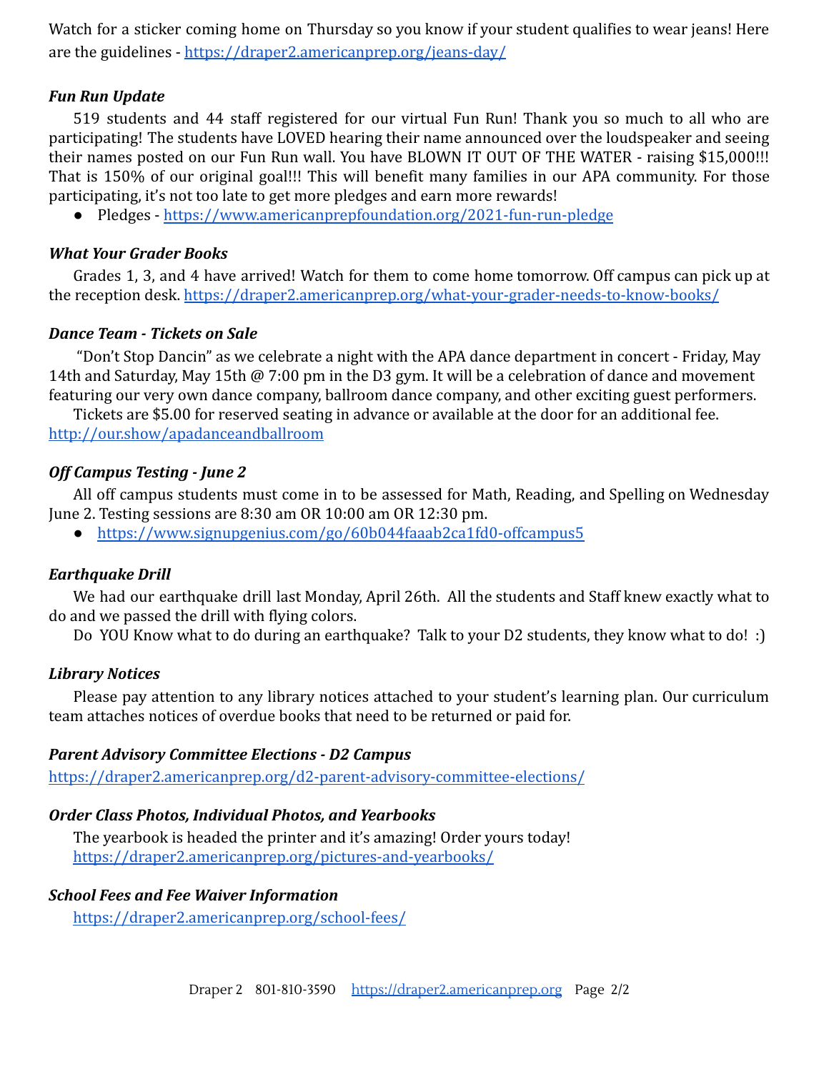Watch for a sticker coming home on Thursday so you know if your student qualifies to wear jeans! Here are the guidelines - https://draper2.americanprep.org/jeans-day/

***Fun Run Update***

519 students and 44 staff registered for our virtual Fun Run! Thank you so much to all who are participating! The students have LOVED hearing their name announced over the loudspeaker and seeing their names posted on our Fun Run wall. You have BLOWN IT OUT OF THE WATER - raising $15,000!!! That is 150% of our original goal!!! This will benefit many families in our APA community. For those participating, it's not too late to get more pledges and earn more rewards!

- Pledges - https://www.americanprepfoundation.org/2021-fun-run-pledge

***What Your Grader Books***

Grades 1, 3, and 4 have arrived! Watch for them to come home tomorrow. Off campus can pick up at the reception desk. https://draper2.americanprep.org/what-your-grader-needs-to-know-books/

***Dance Team - Tickets on Sale***

"Don't Stop Dancin" as we celebrate a night with the APA dance department in concert - Friday, May 14th and Saturday, May 15th @ 7:00 pm in the D3 gym. It will be a celebration of dance and movement featuring our very own dance company, ballroom dance company, and other exciting guest performers.

Tickets are $5.00 for reserved seating in advance or available at the door for an additional fee. http://our.show/apadanceandballroom

***Off Campus Testing - June 2***

All off campus students must come in to be assessed for Math, Reading, and Spelling on Wednesday June 2. Testing sessions are 8:30 am OR 10:00 am OR 12:30 pm.

- https://www.signupgenius.com/go/60b044faaab2ca1fd0-offcampus5

***Earthquake Drill***

We had our earthquake drill last Monday, April 26th. All the students and Staff knew exactly what to do and we passed the drill with flying colors.

Do YOU Know what to do during an earthquake? Talk to your D2 students, they know what to do! :)

***Library Notices***

Please pay attention to any library notices attached to your student's learning plan. Our curriculum team attaches notices of overdue books that need to be returned or paid for.

***Parent Advisory Committee Elections - D2 Campus***

https://draper2.americanprep.org/d2-parent-advisory-committee-elections/

***Order Class Photos, Individual Photos, and Yearbooks***

The yearbook is headed the printer and it's amazing! Order yours today!
https://draper2.americanprep.org/pictures-and-yearbooks/

***School Fees and Fee Waiver Information***

https://draper2.americanprep.org/school-fees/